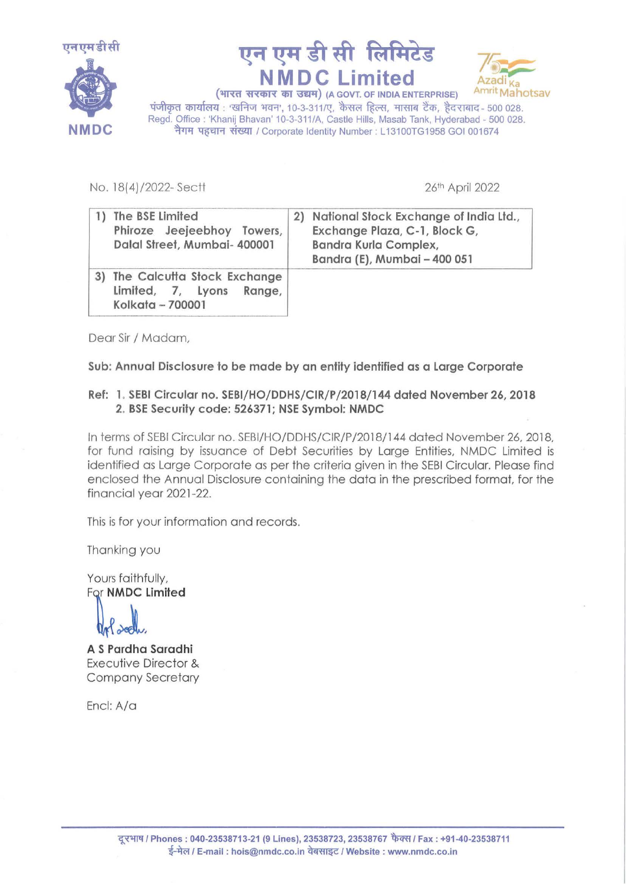एनएमडीसी

NMDC

# एन एम डी सी लिमिटेड
# NMDC Limited

(भारत सरकार का उद्यम) (A GOVT. OF INDIA ENTERPRISE)

पंजीकृत कार्यालय : 'खनिज भवन', 10-3-311/ए, कैसल हिल्स, मासाब टैंक, हैदराबाद - 500 028.
Regd. Office : 'Khanij Bhavan' 10-3-311/A, Castle Hills, Masab Tank, Hyderabad - 500 028.
नैगम पहचान संख्या / Corporate Identity Number : L13100TG1958 GOI 001674

Azadi Ka Amrit Mahotsav

No. 18(4)/2022- Sectt

26th April 2022

| 1) **The BSE Limited Phiroze Jeejeebhoy Towers, Dalal Street, Mumbai- 400001** | 2) **National Stock Exchange of India Ltd., Exchange Plaza, C-1, Block G, Bandra Kurla Complex, Bandra (E), Mumbai – 400 051** |
|---|---|
| 3) **The Calcutta Stock Exchange Limited, 7, Lyons Range, Kolkata – 700001** | |

Dear Sir / Madam,

**Sub: Annual Disclosure to be made by an entity identified as a Large Corporate**

**Ref: 1. SEBI Circular no. SEBI/HO/DDHS/CIR/P/2018/144 dated November 26, 2018**
**2. BSE Security code: 526371; NSE Symbol: NMDC**

In terms of SEBI Circular no. SEBI/HO/DDHS/CIR/P/2018/144 dated November 26, 2018, for fund raising by issuance of Debt Securities by Large Entities, NMDC Limited is identified as Large Corporate as per the criteria given in the SEBI Circular. Please find enclosed the Annual Disclosure containing the data in the prescribed format, for the financial year 2021-22.

This is for your information and records.

Thanking you

Yours faithfully,
For **NMDC Limited**

**A S Pardha Saradhi**
Executive Director &
Company Secretary

Encl: A/a

दूरभाष / Phones : 040-23538713-21 (9 Lines), 23538723, 23538767 फैक्स / Fax : +91-40-23538711
ई-मेल / E-mail : hois@nmdc.co.in वेबसाइट / Website : www.nmdc.co.in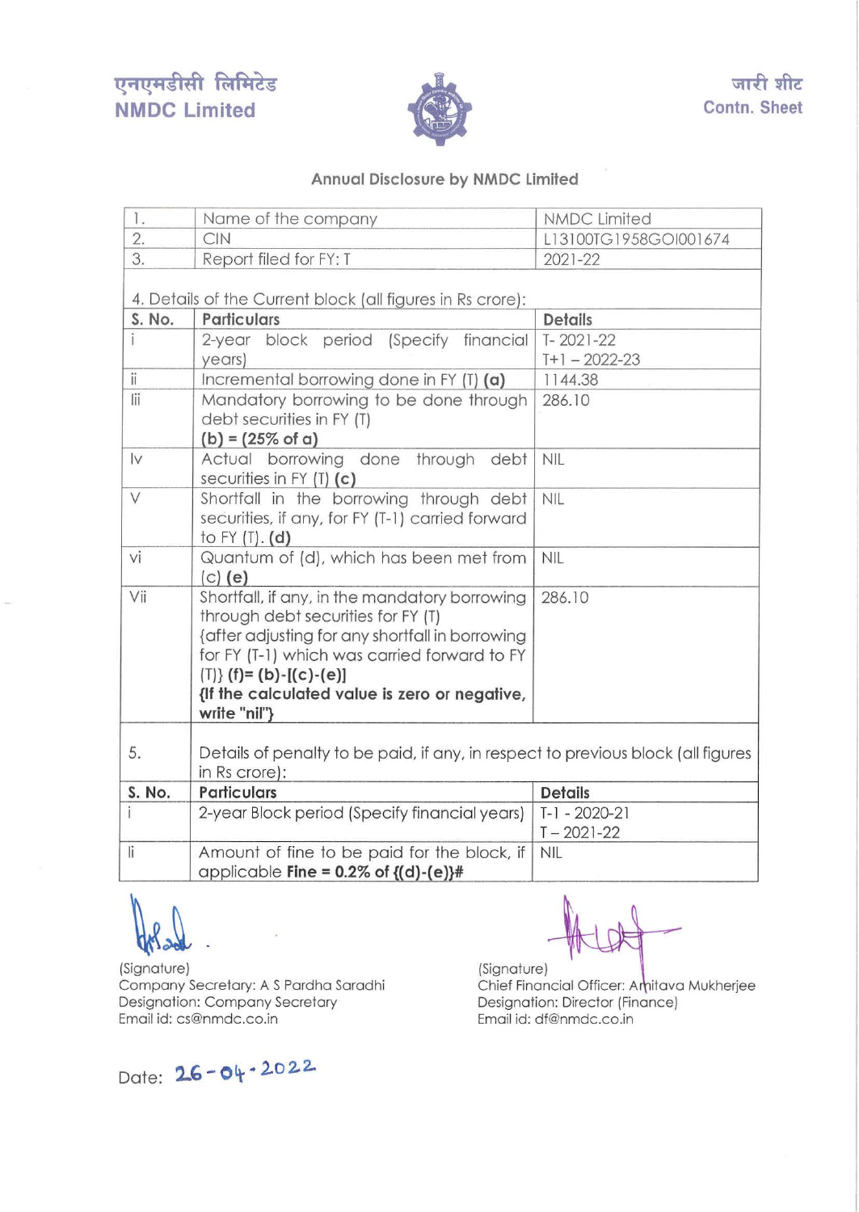एनएमडीसी लिमिटेड
**NMDC Limited**

जारी शीट
**Contn. Sheet**

## Annual Disclosure by NMDC Limited

| | | |
|---|---|---|
| 1. | Name of the company | NMDC Limited |
| 2. | CIN | L13100TG1958GOI001674 |
| 3. | Report filed for FY: T | 2021-22 |

4. Details of the Current block (all figures in Rs crore):

| S. No. | Particulars | Details |
|---|---|---|
| i | 2-year block period (Specify financial years) | T- 2021-22<br>T+1 – 2022-23 |
| ii | Incremental borrowing done in FY (T) **(a)** | 1144.38 |
| Iii | Mandatory borrowing to be done through debt securities in FY (T)<br>**(b) = (25% of a)** | 286.10 |
| Iv | Actual borrowing done through debt securities in FY (T) **(c)** | NIL |
| V | Shortfall in the borrowing through debt securities, if any, for FY (T-1) carried forward to FY (T). **(d)** | NIL |
| vi | Quantum of (d), which has been met from (c) **(e)** | NIL |
| Vii | Shortfall, if any, in the mandatory borrowing through debt securities for FY (T) {after adjusting for any shortfall in borrowing for FY (T-1) which was carried forward to FY (T)} **(f)= (b)-[(c)-(e)]**<br>**{If the calculated value is zero or negative, write "nil"}** | 286.10 |

5. Details of penalty to be paid, if any, in respect to previous block (all figures in Rs crore):

| S. No. | Particulars | Details |
|---|---|---|
| i | 2-year Block period (Specify financial years) | T-1 - 2020-21<br>T – 2021-22 |
| Ii | Amount of fine to be paid for the block, if applicable **Fine = 0.2% of {(d)-(e)}#** | NIL |

(Signature)
Company Secretary: A S Pardha Saradhi
Designation: Company Secretary
Email id: cs@nmdc.co.in

(Signature)
Chief Financial Officer: Amitava Mukherjee
Designation: Director (Finance)
Email id: df@nmdc.co.in

Date: 26-04-2022